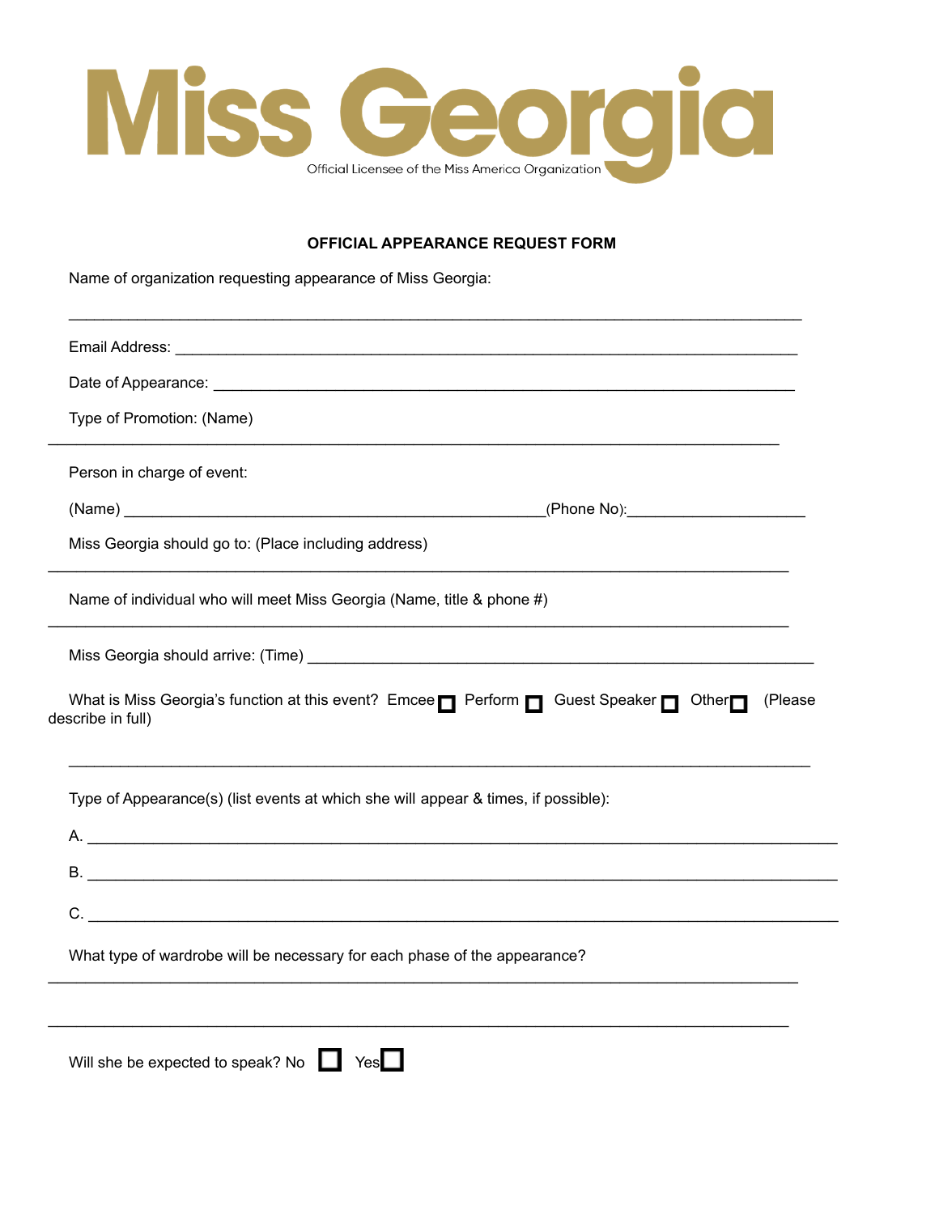# Miss Georgia

Official Licensee of the Miss America Organization

**OFFICIAL APPEARANCE REQUEST FORM**

Name of organization requesting appearance of Miss Georgia:

______________________________________________________________________________

Email Address: _______________________________________________________________

Date of Appearance: ___________________________________________________________

Type of Promotion: (Name)

______________________________________________________________________________

Person in charge of event:

(Name) ____________________________________________(Phone No):__________________

Miss Georgia should go to: (Place including address)

______________________________________________________________________________

Name of individual who will meet Miss Georgia (Name, title & phone #)

______________________________________________________________________________

Miss Georgia should arrive: (Time) ____________________________________________________

What is Miss Georgia's function at this event? Emcee ☐ Perform ☐ Guest Speaker ☐ Other ☐ (Please describe in full)

______________________________________________________________________________

Type of Appearance(s) (list events at which she will appear & times, if possible):

A. ____________________________________________________________________________

B. ____________________________________________________________________________

C. ____________________________________________________________________________

What type of wardrobe will be necessary for each phase of the appearance?

______________________________________________________________________________

______________________________________________________________________________

Will she be expected to speak? No ☐ Yes ☐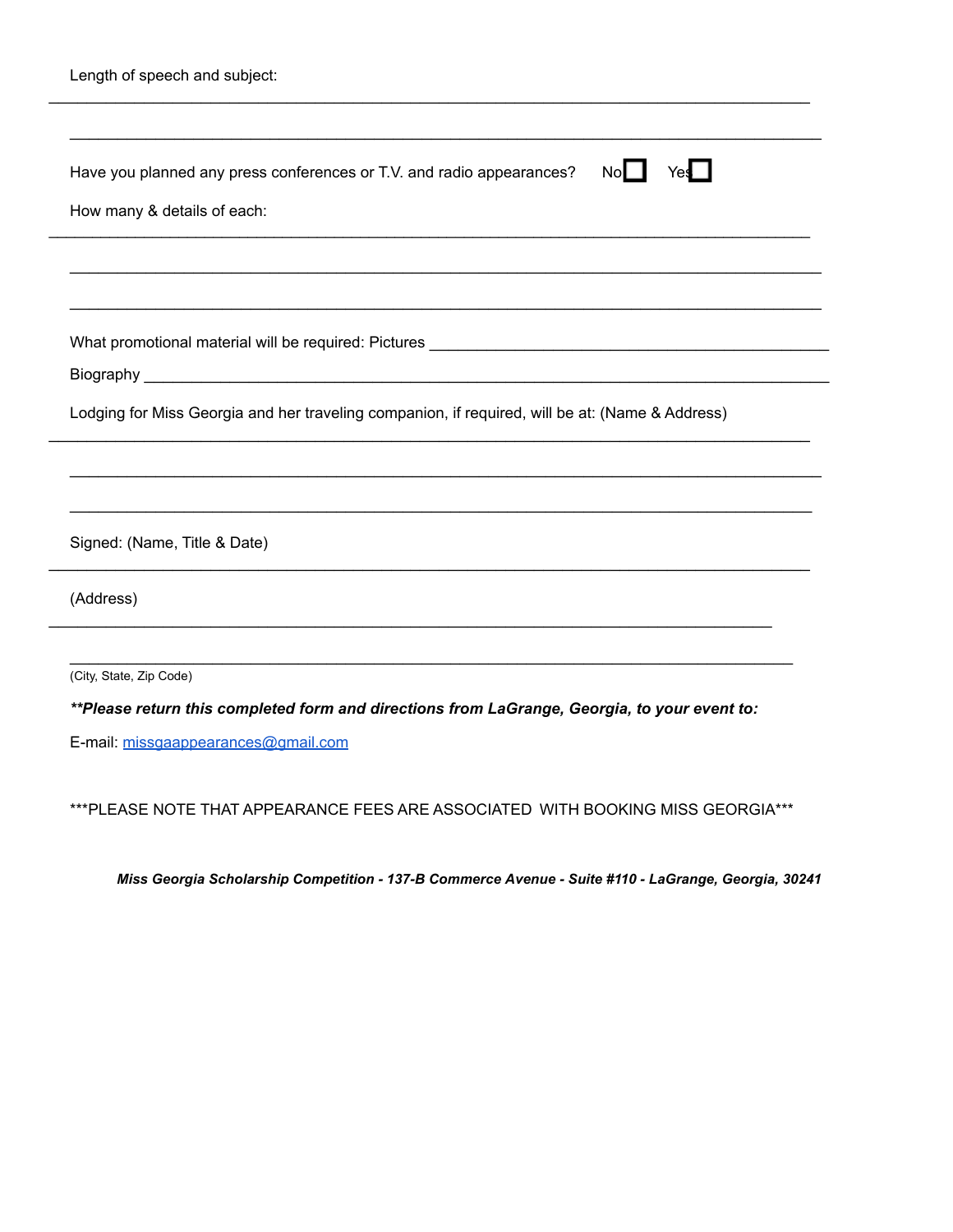Length of speech and subject:

______________________________________________________________________________

______________________________________________________________________________

Have you planned any press conferences or T.V. and radio appearances? No ☐ Yes ☐

How many & details of each:

______________________________________________________________________________

______________________________________________________________________________

______________________________________________________________________________

What promotional material will be required: Pictures ________________________________________

Biography ______________________________________________________________________

Lodging for Miss Georgia and her traveling companion, if required, will be at: (Name & Address)

______________________________________________________________________________

______________________________________________________________________________

______________________________________________________________________________

Signed: (Name, Title & Date)

______________________________________________________________________________

(Address)

__________________________________________________________________________

__________________________________________________________________________

(City, State, Zip Code)

***\*Please return this completed form and directions from LaGrange, Georgia, to your event to:***

E-mail: missgaappearances@gmail.com

***PLEASE NOTE THAT APPEARANCE FEES ARE ASSOCIATED WITH BOOKING MISS GEORGIA***

***Miss Georgia Scholarship Competition - 137-B Commerce Avenue - Suite #110 - LaGrange, Georgia, 30241***